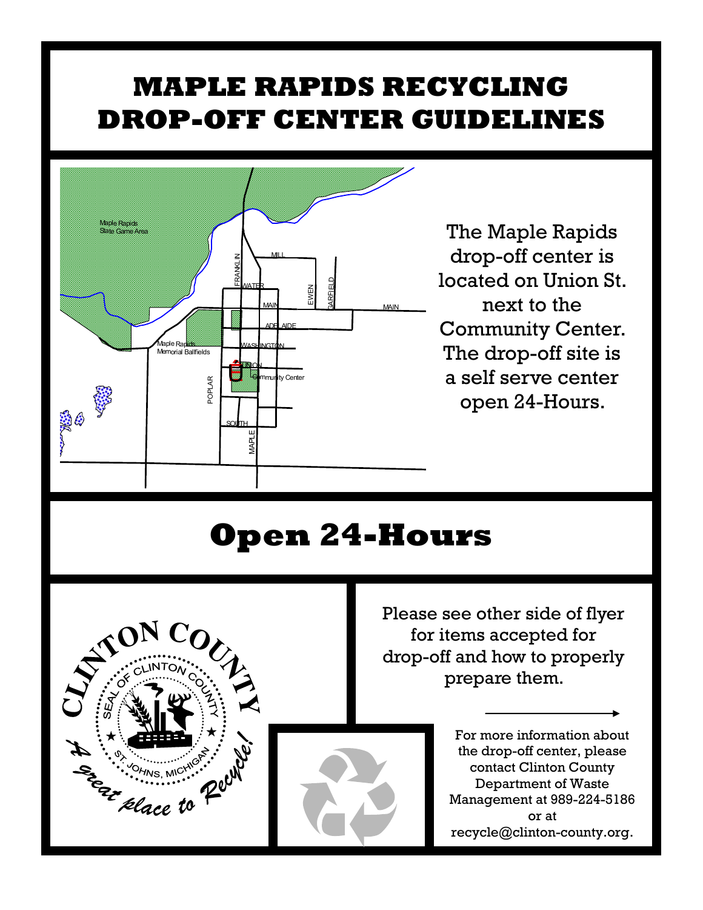# MAPLE RAPIDS RECYCLING DROP-OFF CENTER GUIDELINES

The Maple Rapids drop-off center is located on Union St. next to the Community Center. The drop-off site is a self serve center open 24-Hours.

# Open 24-Hours

Please see other side of flyer for items accepted for drop-off and how to properly prepare them.

For more information about the drop-off center, please contact Clinton County Department of Waste Management at 989-224-5186 or at recycle@clinton-county.org.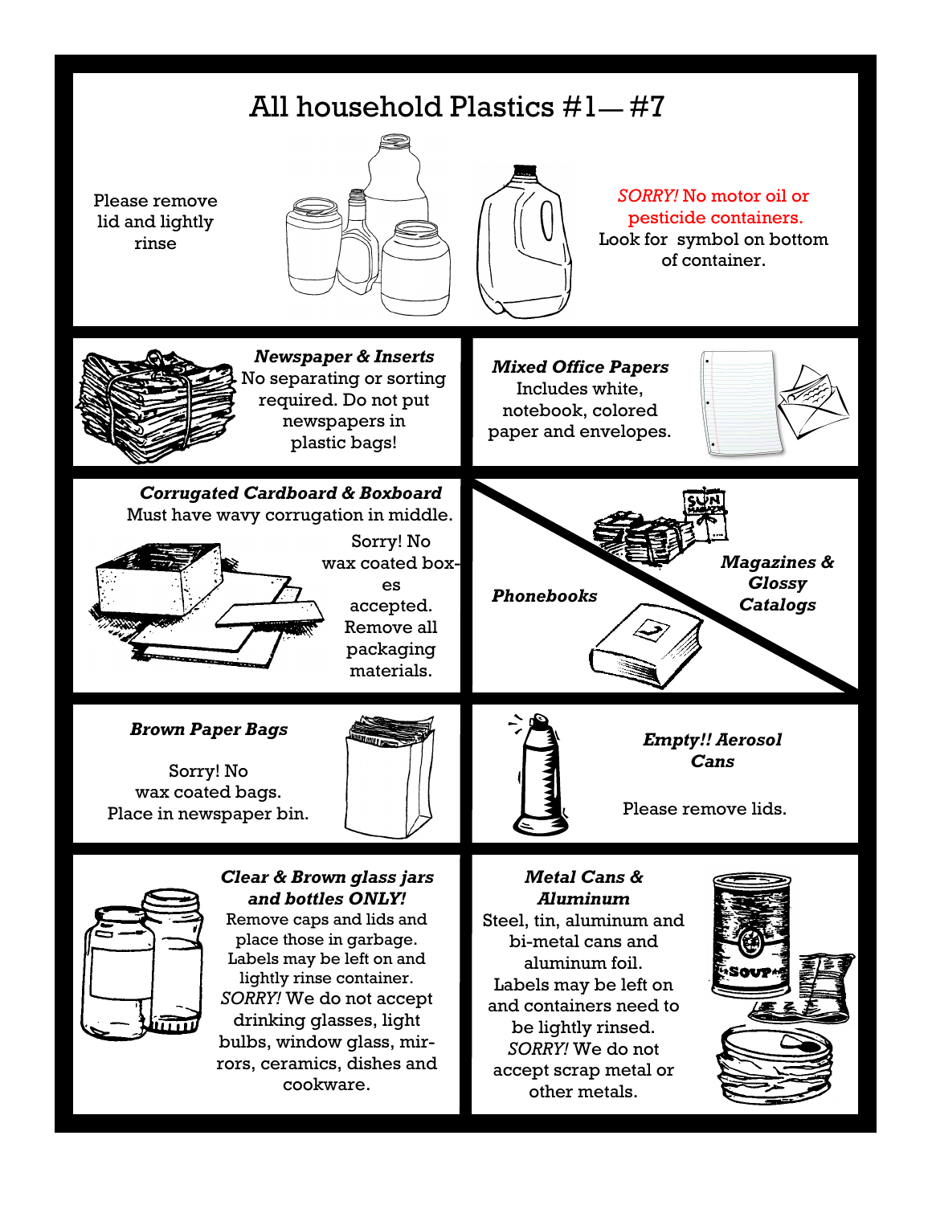# All household Plastics #1— #7

Please remove lid and lightly rinse

*SORRY!* No motor oil or pesticide containers.
Look for symbol on bottom of container.

***Newspaper & Inserts***
No separating or sorting required. Do not put newspapers in plastic bags!

***Mixed Office Papers***
Includes white, notebook, colored paper and envelopes.

***Corrugated Cardboard & Boxboard***
Must have wavy corrugation in middle.

Sorry! No wax coated boxes accepted. Remove all packaging materials.

***Phonebooks***

***Magazines & Glossy Catalogs***

***Brown Paper Bags***

Sorry! No wax coated bags. Place in newspaper bin.

***Empty!! Aerosol Cans***

Please remove lids.

***Clear & Brown glass jars and bottles ONLY!***
Remove caps and lids and place those in garbage. Labels may be left on and lightly rinse container. *SORRY!* We do not accept drinking glasses, light bulbs, window glass, mirrors, ceramics, dishes and cookware.

***Metal Cans & Aluminum***
Steel, tin, aluminum and bi-metal cans and aluminum foil. Labels may be left on and containers need to be lightly rinsed. *SORRY!* We do not accept scrap metal or other metals.